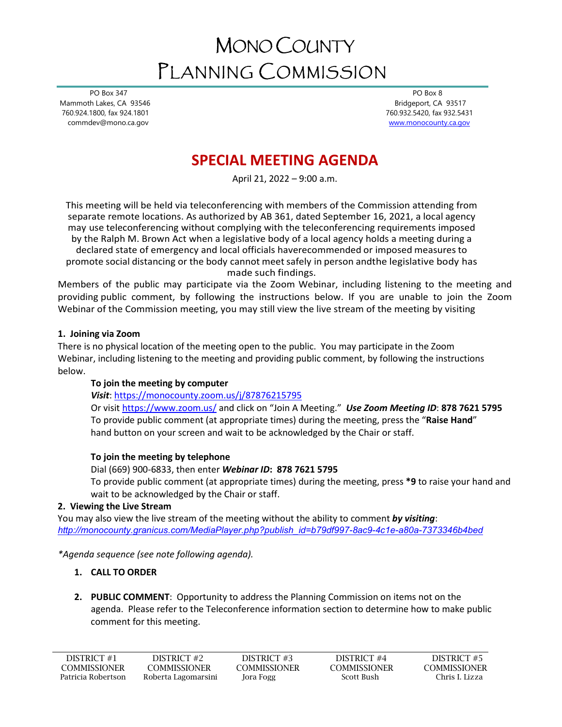# MONO COUNTY PLANNING COMMISSION

PO Box 347
Mammoth Lakes, CA 93546
760.924.1800, fax 924.1801
commdev@mono.ca.gov

PO Box 8
Bridgeport, CA 93517
760.932.5420, fax 932.5431
www.monocounty.ca.gov

## SPECIAL MEETING AGENDA

April 21, 2022 – 9:00 a.m.

This meeting will be held via teleconferencing with members of the Commission attending from separate remote locations. As authorized by AB 361, dated September 16, 2021, a local agency may use teleconferencing without complying with the teleconferencing requirements imposed by the Ralph M. Brown Act when a legislative body of a local agency holds a meeting during a declared state of emergency and local officials haverecommended or imposed measures to promote social distancing or the body cannot meet safely in person andthe legislative body has made such findings.

Members of the public may participate via the Zoom Webinar, including listening to the meeting and providing public comment, by following the instructions below. If you are unable to join the Zoom Webinar of the Commission meeting, you may still view the live stream of the meeting by visiting

**1. Joining via Zoom**

There is no physical location of the meeting open to the public. You may participate in the Zoom Webinar, including listening to the meeting and providing public comment, by following the instructions below.

**To join the meeting by computer**

***Visit***: https://monocounty.zoom.us/j/87876215795

Or visit https://www.zoom.us/ and click on "Join A Meeting." ***Use Zoom Meeting ID***: **878 7621 5795**

To provide public comment (at appropriate times) during the meeting, press the "**Raise Hand**" hand button on your screen and wait to be acknowledged by the Chair or staff.

**To join the meeting by telephone**

Dial (669) 900-6833, then enter ***Webinar ID*: 878 7621 5795**

To provide public comment (at appropriate times) during the meeting, press ***9** to raise your hand and wait to be acknowledged by the Chair or staff.

**2. Viewing the Live Stream**

You may also view the live stream of the meeting without the ability to comment ***by visiting***:
*http://monocounty.granicus.com/MediaPlayer.php?publish_id=b79df997-8ac9-4c1e-a80a-7373346b4bed*

*\*Agenda sequence (see note following agenda).*

1. **CALL TO ORDER**

2. **PUBLIC COMMENT**: Opportunity to address the Planning Commission on items not on the agenda. Please refer to the Teleconference information section to determine how to make public comment for this meeting.

| DISTRICT #1 COMMISSIONER | DISTRICT #2 COMMISSIONER | DISTRICT #3 COMMISSIONER | DISTRICT #4 COMMISSIONER | DISTRICT #5 COMMISSIONER |
|---|---|---|---|---|
| Patricia Robertson | Roberta Lagomarsini | Jora Fogg | Scott Bush | Chris I. Lizza |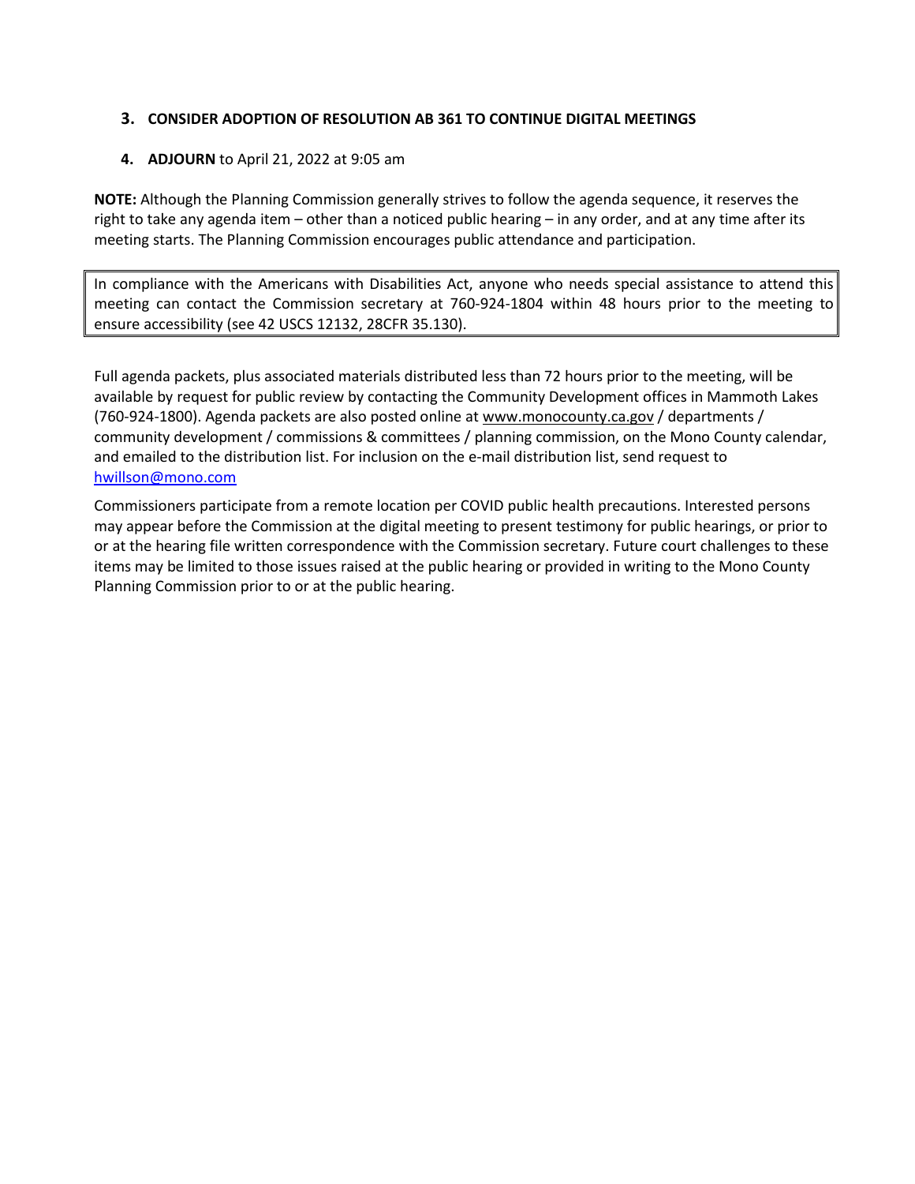3. **CONSIDER ADOPTION OF RESOLUTION AB 361 TO CONTINUE DIGITAL MEETINGS**

4. **ADJOURN** to April 21, 2022 at 9:05 am

**NOTE:** Although the Planning Commission generally strives to follow the agenda sequence, it reserves the right to take any agenda item – other than a noticed public hearing – in any order, and at any time after its meeting starts. The Planning Commission encourages public attendance and participation.

In compliance with the Americans with Disabilities Act, anyone who needs special assistance to attend this meeting can contact the Commission secretary at 760-924-1804 within 48 hours prior to the meeting to ensure accessibility (see 42 USCS 12132, 28CFR 35.130).

Full agenda packets, plus associated materials distributed less than 72 hours prior to the meeting, will be available by request for public review by contacting the Community Development offices in Mammoth Lakes (760-924-1800). Agenda packets are also posted online at www.monocounty.ca.gov / departments / community development / commissions & committees / planning commission, on the Mono County calendar, and emailed to the distribution list. For inclusion on the e-mail distribution list, send request to hwillson@mono.com

Commissioners participate from a remote location per COVID public health precautions. Interested persons may appear before the Commission at the digital meeting to present testimony for public hearings, or prior to or at the hearing file written correspondence with the Commission secretary. Future court challenges to these items may be limited to those issues raised at the public hearing or provided in writing to the Mono County Planning Commission prior to or at the public hearing.